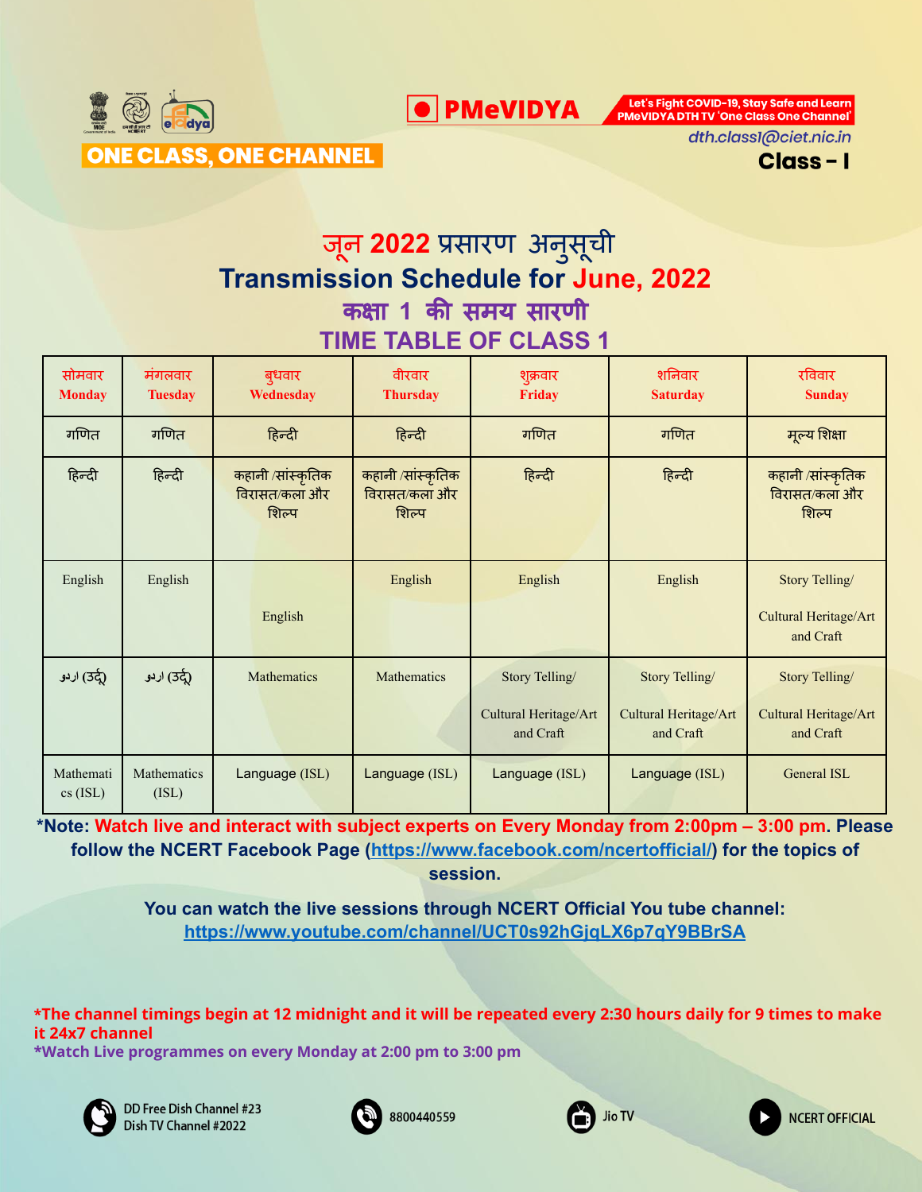ONE CLASS, ONE CHANNEL

PMeVIDYA

Let's Fight COVID-19, Stay Safe and Learn PMeVIDYA DTH TV 'One Class One Channel'

dth.classI@ciet.nic.in

**Class - I**

# जून 2022 प्रसारण अनुसूची
# Transmission Schedule for June, 2022
## कक्षा 1 की समय सारणी
## TIME TABLE OF CLASS 1

| सोमवार Monday | मंगलवार Tuesday | बुधवार Wednesday | वीरवार Thursday | शुक्रवार Friday | शनिवार Saturday | रविवार Sunday |
|---|---|---|---|---|---|---|
| गणित | गणित | हिन्दी | हिन्दी | गणित | गणित | मूल्य शिक्षा |
| हिन्दी | हिन्दी | कहानी /सांस्कृतिक विरासत/कला और शिल्प | कहानी /सांस्कृतिक विरासत/कला और शिल्प | हिन्दी | हिन्दी | कहानी /सांस्कृतिक विरासत/कला और शिल्प |
| English | English | English | English | English | English | Story Telling/ Cultural Heritage/Art and Craft |
| اردو (उर्दू) | اردو (उर्दू) | Mathematics | Mathematics | Story Telling/ Cultural Heritage/Art and Craft | Story Telling/ Cultural Heritage/Art and Craft | Story Telling/ Cultural Heritage/Art and Craft |
| Mathematics (ISL) | Mathematics (ISL) | Language (ISL) | Language (ISL) | Language (ISL) | Language (ISL) | General ISL |

**\*Note: Watch live and interact with subject experts on Every Monday from 2:00pm – 3:00 pm. Please follow the NCERT Facebook Page (https://www.facebook.com/ncertofficial/) for the topics of session.**

**You can watch the live sessions through NCERT Official You tube channel: https://www.youtube.com/channel/UCT0s92hGjqLX6p7qY9BBrSA**

**\*The channel timings begin at 12 midnight and it will be repeated every 2:30 hours daily for 9 times to make it 24x7 channel**

**\*Watch Live programmes on every Monday at 2:00 pm to 3:00 pm**

DD Free Dish Channel #23
Dish TV Channel #2022

8800440559

Jio TV

NCERT OFFICIAL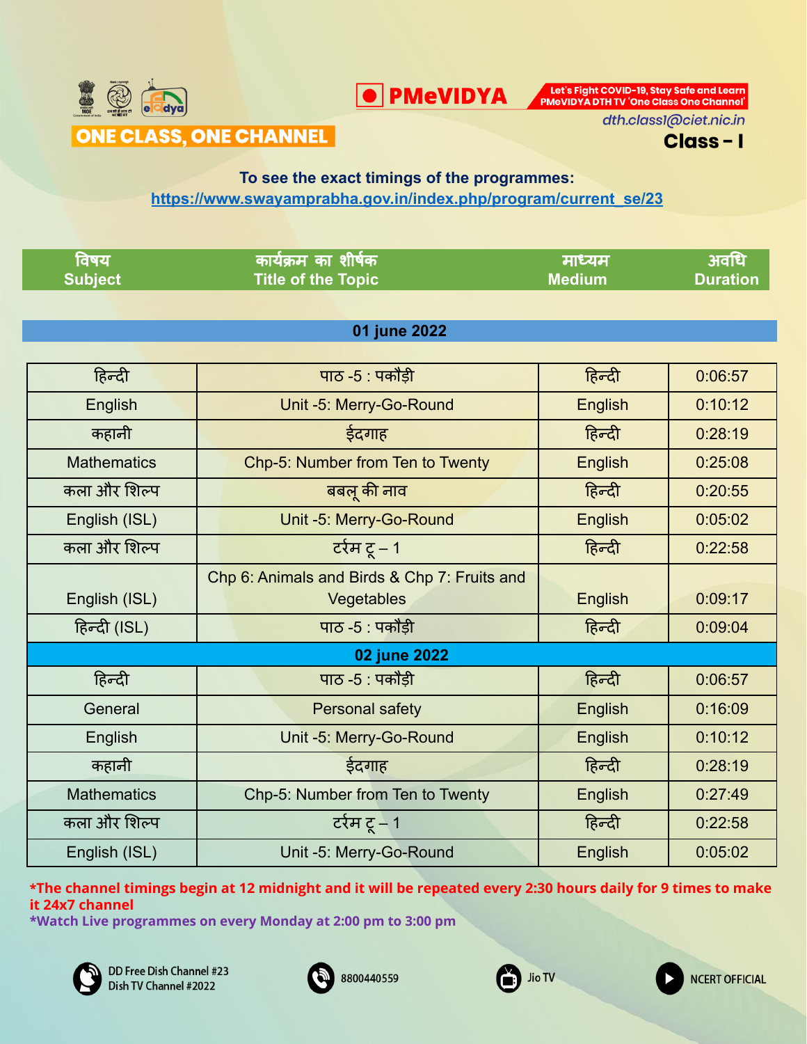ONE CLASS, ONE CHANNEL

**PMeVIDYA**

Let's Fight COVID-19, Stay Safe and Learn PMeVIDYA DTH TV 'One Class One Channel'

dth.class1@ciet.nic.in

## Class – I

**To see the exact timings of the programmes:**
https://www.swayamprabha.gov.in/index.php/program/current_se/23

| विषय Subject | कार्यक्रम का शीर्षक Title of the Topic | माध्यम Medium | अवधि Duration |
|---|---|---|---|
| **01 june 2022** | | | |
| हिन्दी | पाठ -5 : पकौड़ी | हिन्दी | 0:06:57 |
| English | Unit -5: Merry-Go-Round | English | 0:10:12 |
| कहानी | ईदगाह | हिन्दी | 0:28:19 |
| Mathematics | Chp-5: Number from Ten to Twenty | English | 0:25:08 |
| कला और शिल्प | बबलू की नाव | हिन्दी | 0:20:55 |
| English (ISL) | Unit -5: Merry-Go-Round | English | 0:05:02 |
| कला और शिल्प | टर्रम टू – 1 | हिन्दी | 0:22:58 |
| English (ISL) | Chp 6: Animals and Birds & Chp 7: Fruits and Vegetables | English | 0:09:17 |
| हिन्दी (ISL) | पाठ -5 : पकौड़ी | हिन्दी | 0:09:04 |
| **02 june 2022** | | | |
| हिन्दी | पाठ -5 : पकौड़ी | हिन्दी | 0:06:57 |
| General | Personal safety | English | 0:16:09 |
| English | Unit -5: Merry-Go-Round | English | 0:10:12 |
| कहानी | ईदगाह | हिन्दी | 0:28:19 |
| Mathematics | Chp-5: Number from Ten to Twenty | English | 0:27:49 |
| कला और शिल्प | टर्रम टू – 1 | हिन्दी | 0:22:58 |
| English (ISL) | Unit -5: Merry-Go-Round | English | 0:05:02 |

***The channel timings begin at 12 midnight and it will be repeated every 2:30 hours daily for 9 times to make it 24x7 channel**

***Watch Live programmes on every Monday at 2:00 pm to 3:00 pm**

DD Free Dish Channel #23
Dish TV Channel #2022

8800440559

Jio TV

NCERT OFFICIAL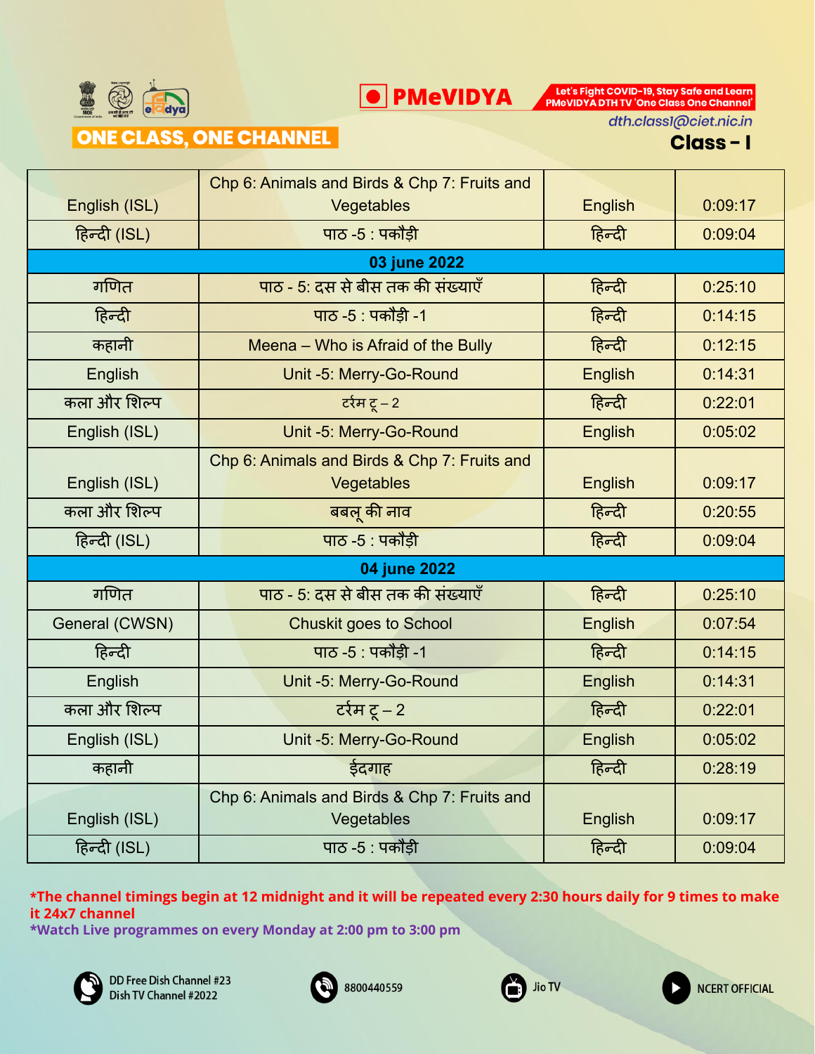ONE CLASS, ONE CHANNEL

PMeVIDYA

Let's Fight COVID-19, Stay Safe and Learn PMeVIDYA DTH TV 'One Class One Channel'

dth.classI@ciet.nic.in

**Class - I**

| | | | |
|---|---|---|---|
| English (ISL) | Chp 6: Animals and Birds & Chp 7: Fruits and Vegetables | English | 0:09:17 |
| हिन्दी (ISL) | पाठ -5 : पकौड़ी | हिन्दी | 0:09:04 |
| **03 june 2022** | | | |
| गणित | पाठ - 5: दस से बीस तक की संख्याएँ | हिन्दी | 0:25:10 |
| हिन्दी | पाठ -5 : पकौड़ी -1 | हिन्दी | 0:14:15 |
| कहानी | Meena – Who is Afraid of the Bully | हिन्दी | 0:12:15 |
| English | Unit -5: Merry-Go-Round | English | 0:14:31 |
| कला और शिल्प | टर्रम टू – 2 | हिन्दी | 0:22:01 |
| English (ISL) | Unit -5: Merry-Go-Round | English | 0:05:02 |
| English (ISL) | Chp 6: Animals and Birds & Chp 7: Fruits and Vegetables | English | 0:09:17 |
| कला और शिल्प | बबलू की नाव | हिन्दी | 0:20:55 |
| हिन्दी (ISL) | पाठ -5 : पकौड़ी | हिन्दी | 0:09:04 |
| **04 june 2022** | | | |
| गणित | पाठ - 5: दस से बीस तक की संख्याएँ | हिन्दी | 0:25:10 |
| General (CWSN) | Chuskit goes to School | English | 0:07:54 |
| हिन्दी | पाठ -5 : पकौड़ी -1 | हिन्दी | 0:14:15 |
| English | Unit -5: Merry-Go-Round | English | 0:14:31 |
| कला और शिल्प | टर्रम टू – 2 | हिन्दी | 0:22:01 |
| English (ISL) | Unit -5: Merry-Go-Round | English | 0:05:02 |
| कहानी | ईदगाह | हिन्दी | 0:28:19 |
| English (ISL) | Chp 6: Animals and Birds & Chp 7: Fruits and Vegetables | English | 0:09:17 |
| हिन्दी (ISL) | पाठ -5 : पकौड़ी | हिन्दी | 0:09:04 |

***The channel timings begin at 12 midnight and it will be repeated every 2:30 hours daily for 9 times to make it 24x7 channel**

***Watch Live programmes on every Monday at 2:00 pm to 3:00 pm**

DD Free Dish Channel #23
Dish TV Channel #2022

8800440559

Jio TV

NCERT OFFICIAL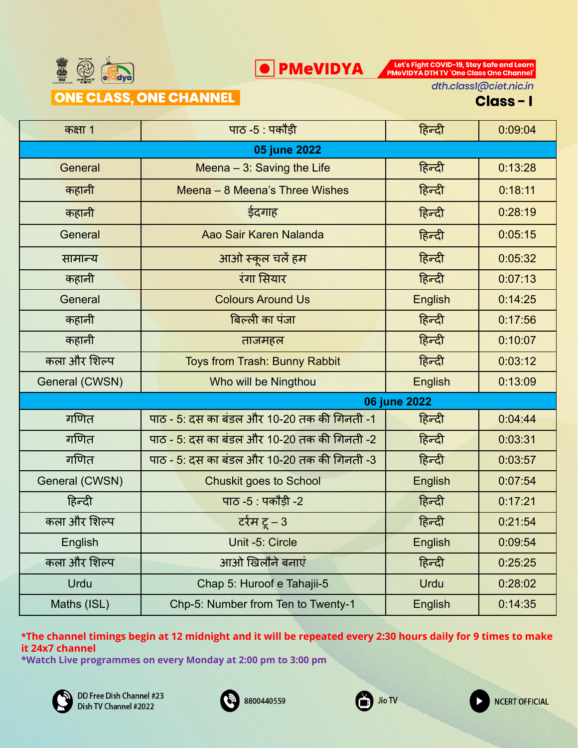PMeVIDYA

Let's Fight COVID-19, Stay Safe and Learn PMeVIDYA DTH TV 'One Class One Channel'

ONE CLASS, ONE CHANNEL

dth.classI@ciet.nic.in

**Class - I**

| कक्षा 1 | पाठ -5 : पकौड़ी | हिन्दी | 0:09:04 |
|---|---|---|---|
| **05 june 2022** | | | |
| General | Meena – 3: Saving the Life | हिन्दी | 0:13:28 |
| कहानी | Meena – 8 Meena's Three Wishes | हिन्दी | 0:18:11 |
| कहानी | ईदगाह | हिन्दी | 0:28:19 |
| General | Aao Sair Karen Nalanda | हिन्दी | 0:05:15 |
| सामान्य | आओ स्कूल चलें हम | हिन्दी | 0:05:32 |
| कहानी | रंगा सियार | हिन्दी | 0:07:13 |
| General | Colours Around Us | English | 0:14:25 |
| कहानी | बिल्ली का पंजा | हिन्दी | 0:17:56 |
| कहानी | ताजमहल | हिन्दी | 0:10:07 |
| कला और शिल्प | Toys from Trash: Bunny Rabbit | हिन्दी | 0:03:12 |
| General (CWSN) | Who will be Ningthou | English | 0:13:09 |
| **06 june 2022** | | | |
| गणित | पाठ - 5: दस का बंडल और 10-20 तक की गिनती -1 | हिन्दी | 0:04:44 |
| गणित | पाठ - 5: दस का बंडल और 10-20 तक की गिनती -2 | हिन्दी | 0:03:31 |
| गणित | पाठ - 5: दस का बंडल और 10-20 तक की गिनती -3 | हिन्दी | 0:03:57 |
| General (CWSN) | Chuskit goes to School | English | 0:07:54 |
| हिन्दी | पाठ -5 : पकौड़ी -2 | हिन्दी | 0:17:21 |
| कला और शिल्प | टर्रम टू – 3 | हिन्दी | 0:21:54 |
| English | Unit -5: Circle | English | 0:09:54 |
| कला और शिल्प | आओ खिलौने बनाएं | हिन्दी | 0:25:25 |
| Urdu | Chap 5: Huroof e Tahajii-5 | Urdu | 0:28:02 |
| Maths (ISL) | Chp-5: Number from Ten to Twenty-1 | English | 0:14:35 |

*The channel timings begin at 12 midnight and it will be repeated every 2:30 hours daily for 9 times to make it 24x7 channel

*Watch Live programmes on every Monday at 2:00 pm to 3:00 pm

DD Free Dish Channel #23
Dish TV Channel #2022

8800440559

Jio TV

NCERT OFFICIAL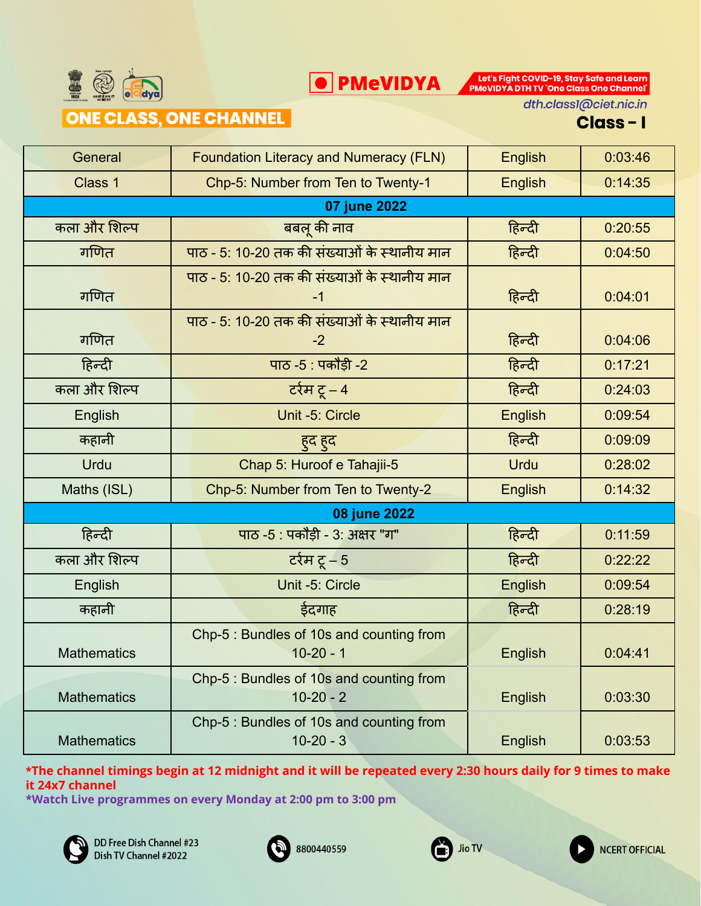**ONE CLASS, ONE CHANNEL**

**PMeVIDYA**

Let's Fight COVID-19, Stay Safe and Learn
PMeVIDYA DTH TV 'One Class One Channel'

dth.class1@ciet.nic.in

## Class - I

| General | Foundation Literacy and Numeracy (FLN) | English | 0:03:46 |
|---|---|---|---|
| Class 1 | Chp-5: Number from Ten to Twenty-1 | English | 0:14:35 |
| **07 june 2022** | | | |
| कला और शिल्प | बबलू की नाव | हिन्दी | 0:20:55 |
| गणित | पाठ - 5: 10-20 तक की संख्याओं के स्थानीय मान | हिन्दी | 0:04:50 |
| गणित | पाठ - 5: 10-20 तक की संख्याओं के स्थानीय मान -1 | हिन्दी | 0:04:01 |
| गणित | पाठ - 5: 10-20 तक की संख्याओं के स्थानीय मान -2 | हिन्दी | 0:04:06 |
| हिन्दी | पाठ -5 : पकौड़ी -2 | हिन्दी | 0:17:21 |
| कला और शिल्प | टर्रम टू – 4 | हिन्दी | 0:24:03 |
| English | Unit -5: Circle | English | 0:09:54 |
| कहानी | हुद हुद | हिन्दी | 0:09:09 |
| Urdu | Chap 5: Huroof e Tahajii-5 | Urdu | 0:28:02 |
| Maths (ISL) | Chp-5: Number from Ten to Twenty-2 | English | 0:14:32 |
| **08 june 2022** | | | |
| हिन्दी | पाठ -5 : पकौड़ी - 3: अक्षर "ग" | हिन्दी | 0:11:59 |
| कला और शिल्प | टर्रम टू – 5 | हिन्दी | 0:22:22 |
| English | Unit -5: Circle | English | 0:09:54 |
| कहानी | ईदगाह | हिन्दी | 0:28:19 |
| Mathematics | Chp-5 : Bundles of 10s and counting from 10-20 - 1 | English | 0:04:41 |
| Mathematics | Chp-5 : Bundles of 10s and counting from 10-20 - 2 | English | 0:03:30 |
| Mathematics | Chp-5 : Bundles of 10s and counting from 10-20 - 3 | English | 0:03:53 |

***The channel timings begin at 12 midnight and it will be repeated every 2:30 hours daily for 9 times to make it 24x7 channel**

***Watch Live programmes on every Monday at 2:00 pm to 3:00 pm**

DD Free Dish Channel #23
Dish TV Channel #2022

8800440559

Jio TV

NCERT OFFICIAL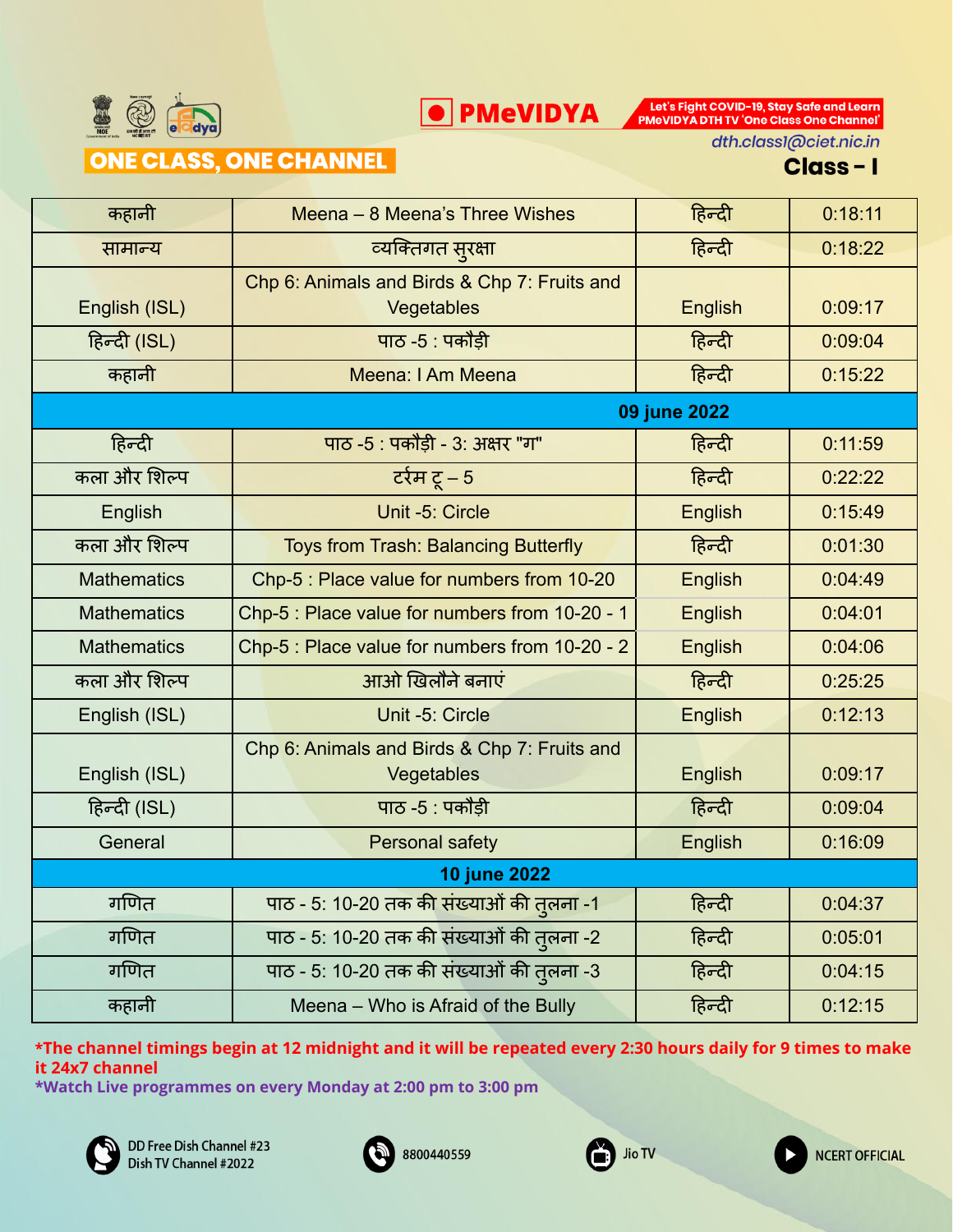PMeVIDYA

Let's Fight COVID-19, Stay Safe and Learn
PMeVIDYA DTH TV 'One Class One Channel'

dth.classI@ciet.nic.in

# ONE CLASS, ONE CHANNEL

## Class - I

| | | | |
|---|---|---|---|
| कहानी | Meena – 8 Meena's Three Wishes | हिन्दी | 0:18:11 |
| सामान्य | व्यक्तिगत सुरक्षा | हिन्दी | 0:18:22 |
| English (ISL) | Chp 6: Animals and Birds & Chp 7: Fruits and Vegetables | English | 0:09:17 |
| हिन्दी (ISL) | पाठ -5 : पकौड़ी | हिन्दी | 0:09:04 |
| कहानी | Meena: I Am Meena | हिन्दी | 0:15:22 |
| **09 june 2022** | | | |
| हिन्दी | पाठ -5 : पकौड़ी - 3: अक्षर "ग" | हिन्दी | 0:11:59 |
| कला और शिल्प | टर्रम टू – 5 | हिन्दी | 0:22:22 |
| English | Unit -5: Circle | English | 0:15:49 |
| कला और शिल्प | Toys from Trash: Balancing Butterfly | हिन्दी | 0:01:30 |
| Mathematics | Chp-5 : Place value for numbers from 10-20 | English | 0:04:49 |
| Mathematics | Chp-5 : Place value for numbers from 10-20 - 1 | English | 0:04:01 |
| Mathematics | Chp-5 : Place value for numbers from 10-20 - 2 | English | 0:04:06 |
| कला और शिल्प | आओ खिलौने बनाएं | हिन्दी | 0:25:25 |
| English (ISL) | Unit -5: Circle | English | 0:12:13 |
| English (ISL) | Chp 6: Animals and Birds & Chp 7: Fruits and Vegetables | English | 0:09:17 |
| हिन्दी (ISL) | पाठ -5 : पकौड़ी | हिन्दी | 0:09:04 |
| General | Personal safety | English | 0:16:09 |
| **10 june 2022** | | | |
| गणित | पाठ - 5: 10-20 तक की संख्याओं की तुलना -1 | हिन्दी | 0:04:37 |
| गणित | पाठ - 5: 10-20 तक की संख्याओं की तुलना -2 | हिन्दी | 0:05:01 |
| गणित | पाठ - 5: 10-20 तक की संख्याओं की तुलना -3 | हिन्दी | 0:04:15 |
| कहानी | Meena – Who is Afraid of the Bully | हिन्दी | 0:12:15 |

**\*The channel timings begin at 12 midnight and it will be repeated every 2:30 hours daily for 9 times to make it 24x7 channel**

**\*Watch Live programmes on every Monday at 2:00 pm to 3:00 pm**

DD Free Dish Channel #23
Dish TV Channel #2022

8800440559

Jio TV

NCERT OFFICIAL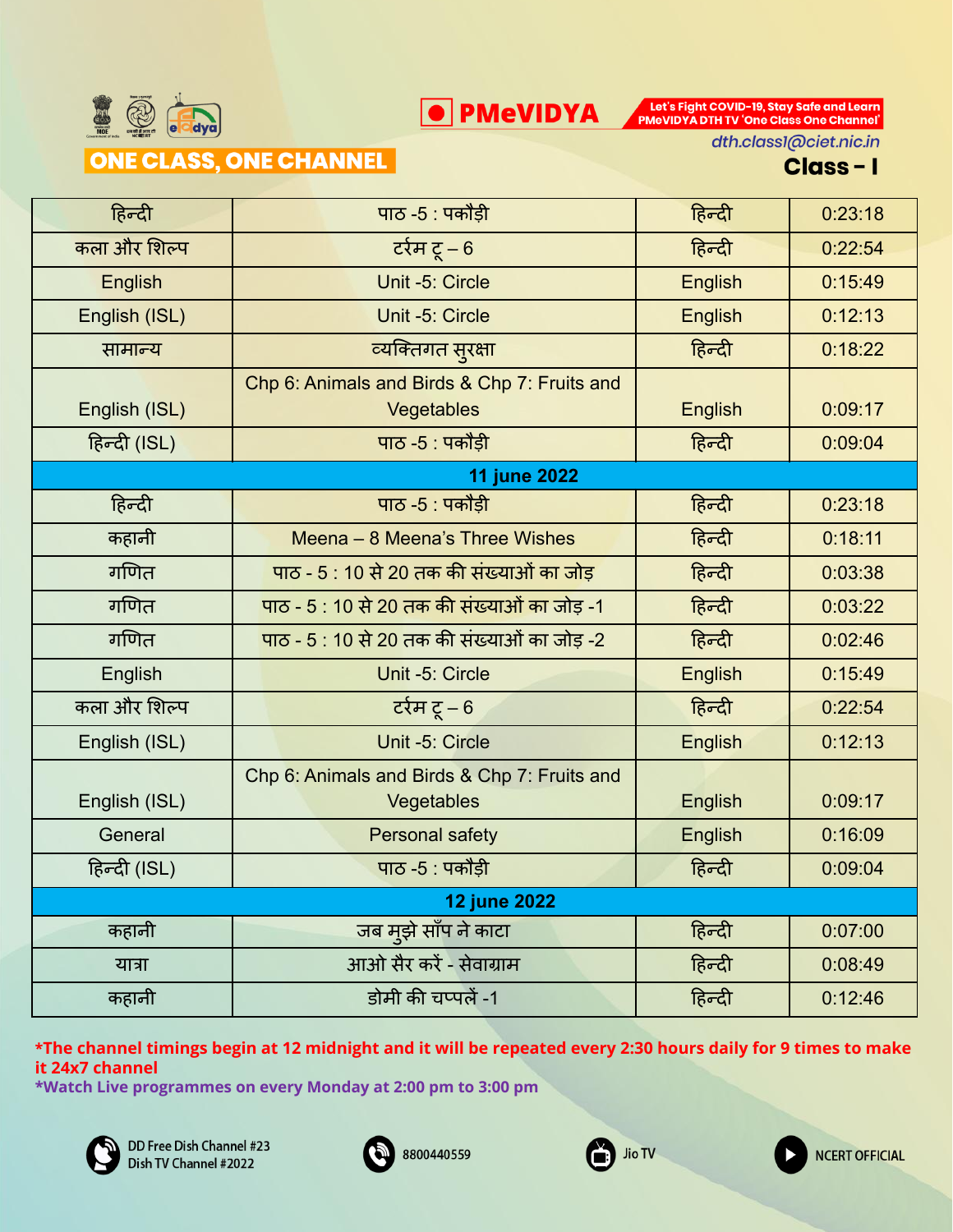PMeVIDYA

Let's Fight COVID-19, Stay Safe and Learn
PMeVIDYA DTH TV 'One Class One Channel'

**ONE CLASS, ONE CHANNEL**

dth.classI@ciet.nic.in

## Class - I

| हिन्दी | पाठ -5 : पकौड़ी | हिन्दी | 0:23:18 |
|---|---|---|---|
| कला और शिल्प | टर्रम टू – 6 | हिन्दी | 0:22:54 |
| English | Unit -5: Circle | English | 0:15:49 |
| English (ISL) | Unit -5: Circle | English | 0:12:13 |
| सामान्य | व्यक्तिगत सुरक्षा | हिन्दी | 0:18:22 |
| English (ISL) | Chp 6: Animals and Birds & Chp 7: Fruits and Vegetables | English | 0:09:17 |
| हिन्दी (ISL) | पाठ -5 : पकौड़ी | हिन्दी | 0:09:04 |
| **11 june 2022** | | | |
| हिन्दी | पाठ -5 : पकौड़ी | हिन्दी | 0:23:18 |
| कहानी | Meena – 8 Meena's Three Wishes | हिन्दी | 0:18:11 |
| गणित | पाठ - 5 : 10 से 20 तक की संख्याओं का जोड़ | हिन्दी | 0:03:38 |
| गणित | पाठ - 5 : 10 से 20 तक की संख्याओं का जोड़ -1 | हिन्दी | 0:03:22 |
| गणित | पाठ - 5 : 10 से 20 तक की संख्याओं का जोड़ -2 | हिन्दी | 0:02:46 |
| English | Unit -5: Circle | English | 0:15:49 |
| कला और शिल्प | टर्रम टू – 6 | हिन्दी | 0:22:54 |
| English (ISL) | Unit -5: Circle | English | 0:12:13 |
| English (ISL) | Chp 6: Animals and Birds & Chp 7: Fruits and Vegetables | English | 0:09:17 |
| General | Personal safety | English | 0:16:09 |
| हिन्दी (ISL) | पाठ -5 : पकौड़ी | हिन्दी | 0:09:04 |
| **12 june 2022** | | | |
| कहानी | जब मुझे साँप ने काटा | हिन्दी | 0:07:00 |
| यात्रा | आओ सैर करें - सेवाग्राम | हिन्दी | 0:08:49 |
| कहानी | डोमी की चप्पलें -1 | हिन्दी | 0:12:46 |

**\*The channel timings begin at 12 midnight and it will be repeated every 2:30 hours daily for 9 times to make it 24x7 channel**

**\*Watch Live programmes on every Monday at 2:00 pm to 3:00 pm**

DD Free Dish Channel #23
Dish TV Channel #2022

8800440559

Jio TV

NCERT OFFICIAL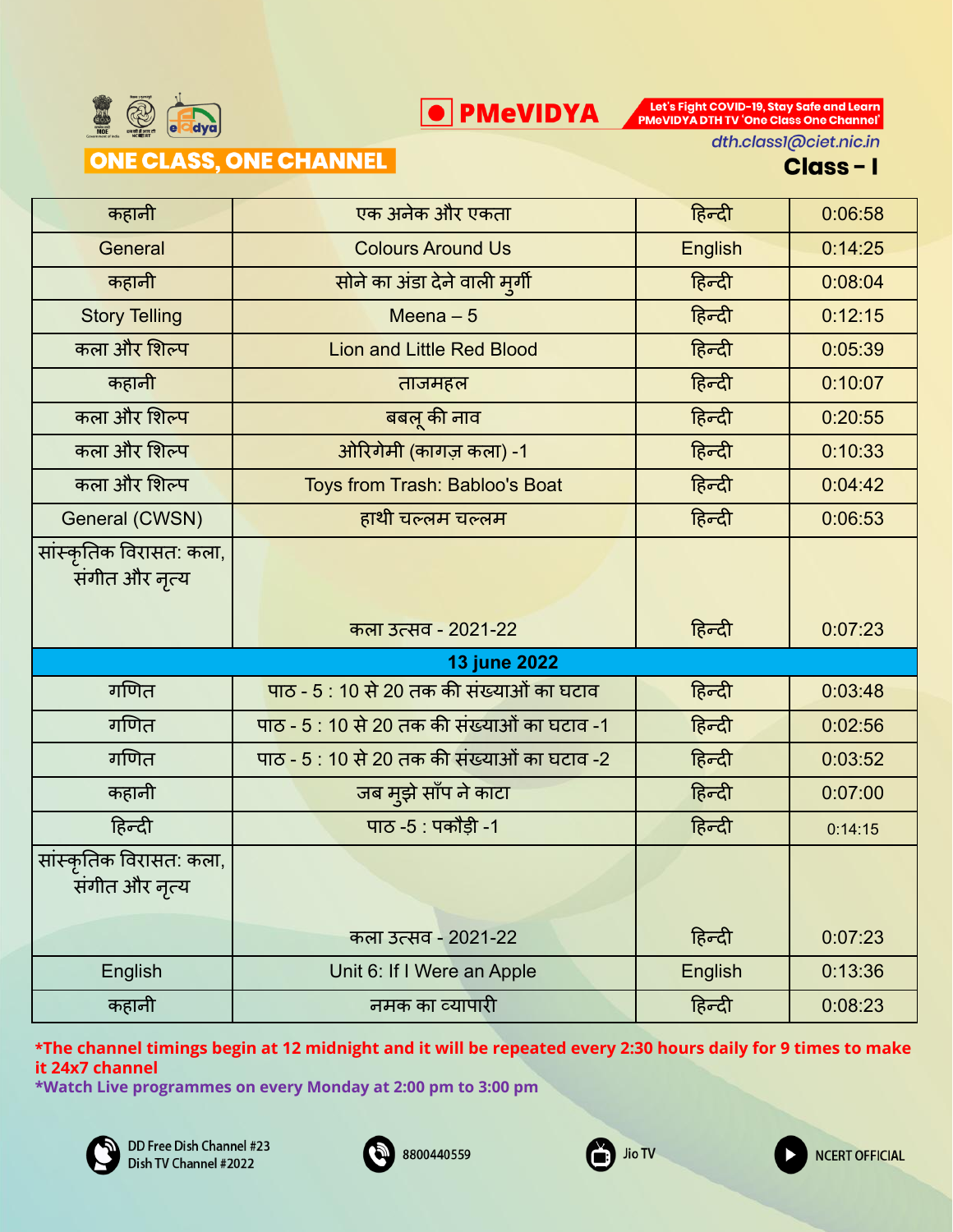PMeVIDYA

Let's Fight COVID-19, Stay Safe and Learn PMeVIDYA DTH TV 'One Class One Channel'

ONE CLASS, ONE CHANNEL

dth.classI@ciet.nic.in

**Class - I**

| कहानी | एक अनेक और एकता | हिन्दी | 0:06:58 |
|---|---|---|---|
| General | Colours Around Us | English | 0:14:25 |
| कहानी | सोने का अंडा देने वाली मुर्गी | हिन्दी | 0:08:04 |
| Story Telling | Meena – 5 | हिन्दी | 0:12:15 |
| कला और शिल्प | Lion and Little Red Blood | हिन्दी | 0:05:39 |
| कहानी | ताजमहल | हिन्दी | 0:10:07 |
| कला और शिल्प | बबलू की नाव | हिन्दी | 0:20:55 |
| कला और शिल्प | ओरिगेमी (कागज़ कला) -1 | हिन्दी | 0:10:33 |
| कला और शिल्प | Toys from Trash: Babloo's Boat | हिन्दी | 0:04:42 |
| General (CWSN) | हाथी चल्लम चल्लम | हिन्दी | 0:06:53 |
| सांस्कृतिक विरासत: कला, संगीत और नृत्य | कला उत्सव - 2021-22 | हिन्दी | 0:07:23 |
| **13 june 2022** | | | |
| गणित | पाठ - 5 : 10 से 20 तक की संख्याओं का घटाव | हिन्दी | 0:03:48 |
| गणित | पाठ - 5 : 10 से 20 तक की संख्याओं का घटाव -1 | हिन्दी | 0:02:56 |
| गणित | पाठ - 5 : 10 से 20 तक की संख्याओं का घटाव -2 | हिन्दी | 0:03:52 |
| कहानी | जब मुझे साँप ने काटा | हिन्दी | 0:07:00 |
| हिन्दी | पाठ -5 : पकौड़ी -1 | हिन्दी | 0:14:15 |
| सांस्कृतिक विरासत: कला, संगीत और नृत्य | कला उत्सव - 2021-22 | हिन्दी | 0:07:23 |
| English | Unit 6: If I Were an Apple | English | 0:13:36 |
| कहानी | नमक का व्यापारी | हिन्दी | 0:08:23 |

***The channel timings begin at 12 midnight and it will be repeated every 2:30 hours daily for 9 times to make it 24x7 channel**

***Watch Live programmes on every Monday at 2:00 pm to 3:00 pm**

DD Free Dish Channel #23
Dish TV Channel #2022

8800440559

Jio TV

NCERT OFFICIAL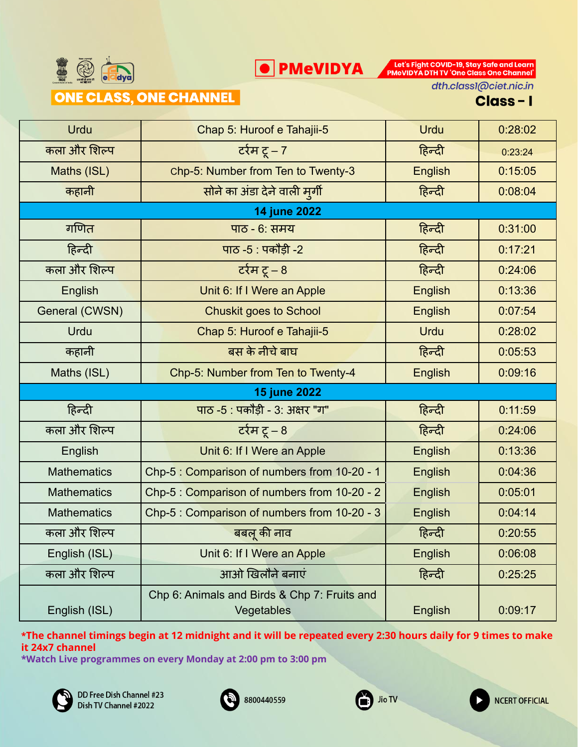ONE CLASS, ONE CHANNEL

PMeVIDYA

Let's Fight COVID-19, Stay Safe and Learn PMeVIDYA DTH TV 'One Class One Channel'

dth.class1@ciet.nic.in

## Class – I

| Urdu | Chap 5: Huroof e Tahajii-5 | Urdu | 0:28:02 |
|---|---|---|---|
| कला और शिल्प | टर्रम टू – 7 | हिन्दी | 0:23:24 |
| Maths (ISL) | Chp-5: Number from Ten to Twenty-3 | English | 0:15:05 |
| कहानी | सोने का अंडा देने वाली मुर्गी | हिन्दी | 0:08:04 |
| **14 june 2022** | | | |
| गणित | पाठ - 6: समय | हिन्दी | 0:31:00 |
| हिन्दी | पाठ -5 : पकौड़ी -2 | हिन्दी | 0:17:21 |
| कला और शिल्प | टर्रम टू – 8 | हिन्दी | 0:24:06 |
| English | Unit 6: If I Were an Apple | English | 0:13:36 |
| General (CWSN) | Chuskit goes to School | English | 0:07:54 |
| Urdu | Chap 5: Huroof e Tahajii-5 | Urdu | 0:28:02 |
| कहानी | बस के नीचे बाघ | हिन्दी | 0:05:53 |
| Maths (ISL) | Chp-5: Number from Ten to Twenty-4 | English | 0:09:16 |
| **15 june 2022** | | | |
| हिन्दी | पाठ -5 : पकौड़ी - 3: अक्षर "ग" | हिन्दी | 0:11:59 |
| कला और शिल्प | टर्रम टू – 8 | हिन्दी | 0:24:06 |
| English | Unit 6: If I Were an Apple | English | 0:13:36 |
| Mathematics | Chp-5 : Comparison of numbers from 10-20 - 1 | English | 0:04:36 |
| Mathematics | Chp-5 : Comparison of numbers from 10-20 - 2 | English | 0:05:01 |
| Mathematics | Chp-5 : Comparison of numbers from 10-20 - 3 | English | 0:04:14 |
| कला और शिल्प | बबलू की नाव | हिन्दी | 0:20:55 |
| English (ISL) | Unit 6: If I Were an Apple | English | 0:06:08 |
| कला और शिल्प | आओ खिलौने बनाएं | हिन्दी | 0:25:25 |
| English (ISL) | Chp 6: Animals and Birds & Chp 7: Fruits and Vegetables | English | 0:09:17 |

***The channel timings begin at 12 midnight and it will be repeated every 2:30 hours daily for 9 times to make it 24x7 channel**

***Watch Live programmes on every Monday at 2:00 pm to 3:00 pm**

DD Free Dish Channel #23
Dish TV Channel #2022

8800440559

Jio TV

NCERT OFFICIAL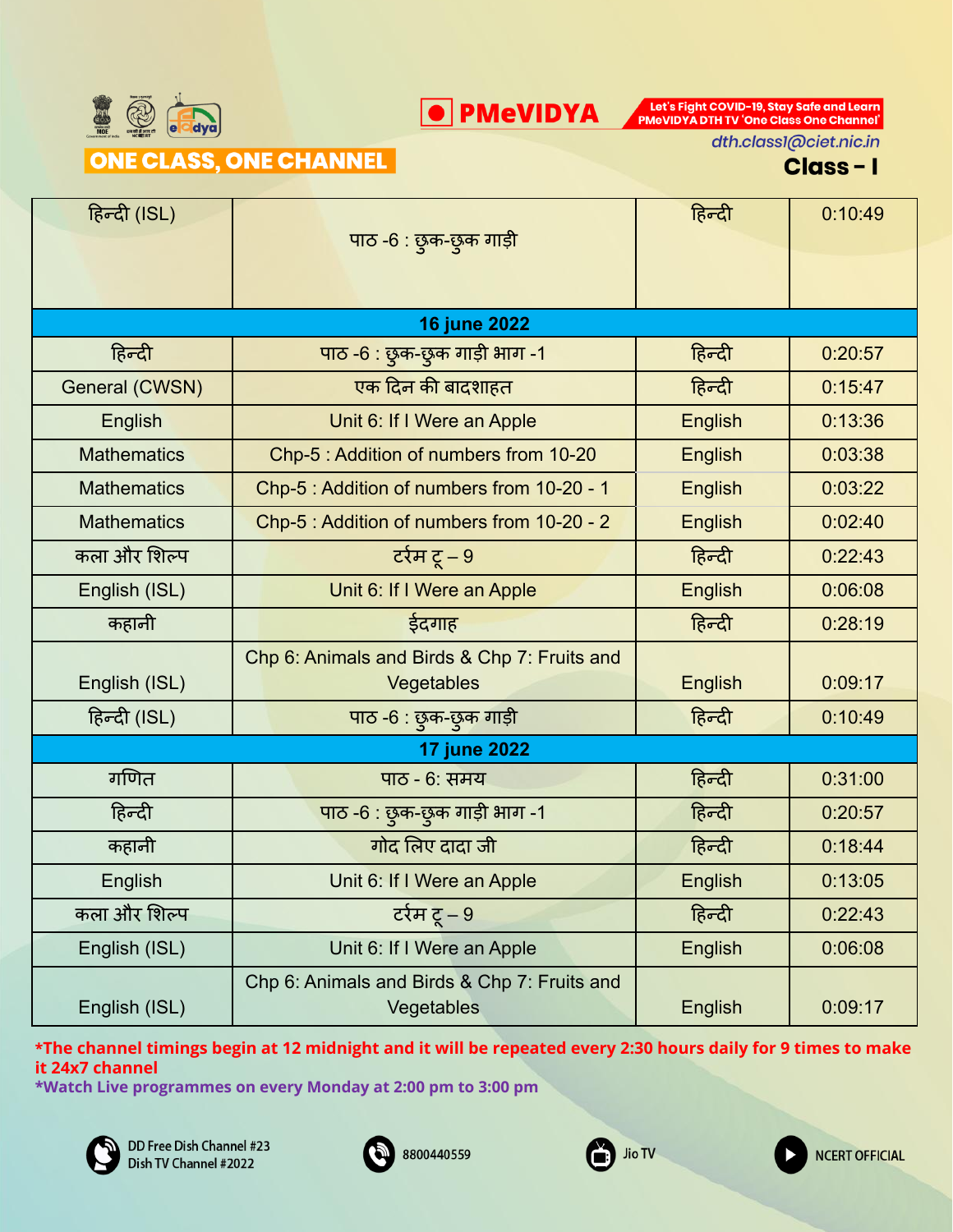PMeVIDYA

Let's Fight COVID-19, Stay Safe and Learn PMeVIDYA DTH TV 'One Class One Channel'

**ONE CLASS, ONE CHANNEL**

dth.class1@ciet.nic.in

**Class – I**

| | | | |
|---|---|---|---|
| हिन्दी (ISL) | पाठ -6 : छुक-छुक गाड़ी | हिन्दी | 0:10:49 |
| **16 june 2022** | | | |
| हिन्दी | पाठ -6 : छुक-छुक गाड़ी भाग -1 | हिन्दी | 0:20:57 |
| General (CWSN) | एक दिन की बादशाहत | हिन्दी | 0:15:47 |
| English | Unit 6: If I Were an Apple | English | 0:13:36 |
| Mathematics | Chp-5 : Addition of numbers from 10-20 | English | 0:03:38 |
| Mathematics | Chp-5 : Addition of numbers from 10-20 - 1 | English | 0:03:22 |
| Mathematics | Chp-5 : Addition of numbers from 10-20 - 2 | English | 0:02:40 |
| कला और शिल्प | टर्रम टू – 9 | हिन्दी | 0:22:43 |
| English (ISL) | Unit 6: If I Were an Apple | English | 0:06:08 |
| कहानी | ईदगाह | हिन्दी | 0:28:19 |
| English (ISL) | Chp 6: Animals and Birds & Chp 7: Fruits and Vegetables | English | 0:09:17 |
| हिन्दी (ISL) | पाठ -6 : छुक-छुक गाड़ी | हिन्दी | 0:10:49 |
| **17 june 2022** | | | |
| गणित | पाठ - 6: समय | हिन्दी | 0:31:00 |
| हिन्दी | पाठ -6 : छुक-छुक गाड़ी भाग -1 | हिन्दी | 0:20:57 |
| कहानी | गोद लिए दादा जी | हिन्दी | 0:18:44 |
| English | Unit 6: If I Were an Apple | English | 0:13:05 |
| कला और शिल्प | टर्रम टू – 9 | हिन्दी | 0:22:43 |
| English (ISL) | Unit 6: If I Were an Apple | English | 0:06:08 |
| English (ISL) | Chp 6: Animals and Birds & Chp 7: Fruits and Vegetables | English | 0:09:17 |

**\*The channel timings begin at 12 midnight and it will be repeated every 2:30 hours daily for 9 times to make it 24x7 channel**

**\*Watch Live programmes on every Monday at 2:00 pm to 3:00 pm**

DD Free Dish Channel #23
Dish TV Channel #2022

8800440559

Jio TV

NCERT OFFICIAL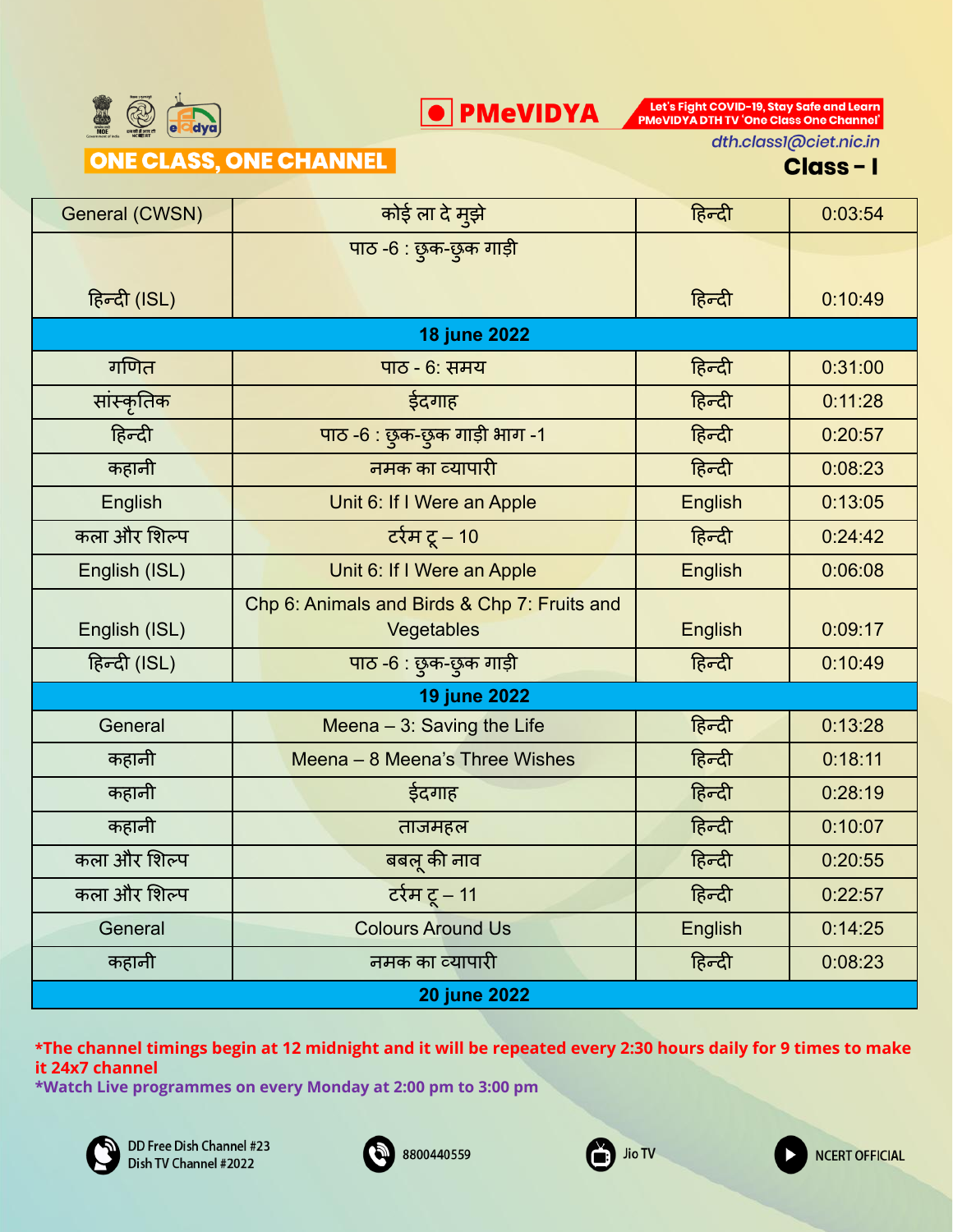ONE CLASS, ONE CHANNEL

PMeVIDYA

Let's Fight COVID-19, Stay Safe and Learn PMeVIDYA DTH TV 'One Class One Channel'

dth.class1@ciet.nic.in

**Class – I**

| General (CWSN) | कोई ला दे मुझे | हिन्दी | 0:03:54 |
|---|---|---|---|
| हिन्दी (ISL) | पाठ -6 : छुक-छुक गाड़ी | हिन्दी | 0:10:49 |
| **18 june 2022** | | | |
| गणित | पाठ - 6: समय | हिन्दी | 0:31:00 |
| सांस्कृतिक | ईदगाह | हिन्दी | 0:11:28 |
| हिन्दी | पाठ -6 : छुक-छुक गाड़ी भाग -1 | हिन्दी | 0:20:57 |
| कहानी | नमक का व्यापारी | हिन्दी | 0:08:23 |
| English | Unit 6: If I Were an Apple | English | 0:13:05 |
| कला और शिल्प | टर्रम टू – 10 | हिन्दी | 0:24:42 |
| English (ISL) | Unit 6: If I Were an Apple | English | 0:06:08 |
| English (ISL) | Chp 6: Animals and Birds & Chp 7: Fruits and Vegetables | English | 0:09:17 |
| हिन्दी (ISL) | पाठ -6 : छुक-छुक गाड़ी | हिन्दी | 0:10:49 |
| **19 june 2022** | | | |
| General | Meena – 3: Saving the Life | हिन्दी | 0:13:28 |
| कहानी | Meena – 8 Meena's Three Wishes | हिन्दी | 0:18:11 |
| कहानी | ईदगाह | हिन्दी | 0:28:19 |
| कहानी | ताजमहल | हिन्दी | 0:10:07 |
| कला और शिल्प | बबलू की नाव | हिन्दी | 0:20:55 |
| कला और शिल्प | टर्रम टू – 11 | हिन्दी | 0:22:57 |
| General | Colours Around Us | English | 0:14:25 |
| कहानी | नमक का व्यापारी | हिन्दी | 0:08:23 |
| **20 june 2022** | | | |

*The channel timings begin at 12 midnight and it will be repeated every 2:30 hours daily for 9 times to make it 24x7 channel

*Watch Live programmes on every Monday at 2:00 pm to 3:00 pm

DD Free Dish Channel #23
Dish TV Channel #2022

8800440559

Jio TV

NCERT OFFICIAL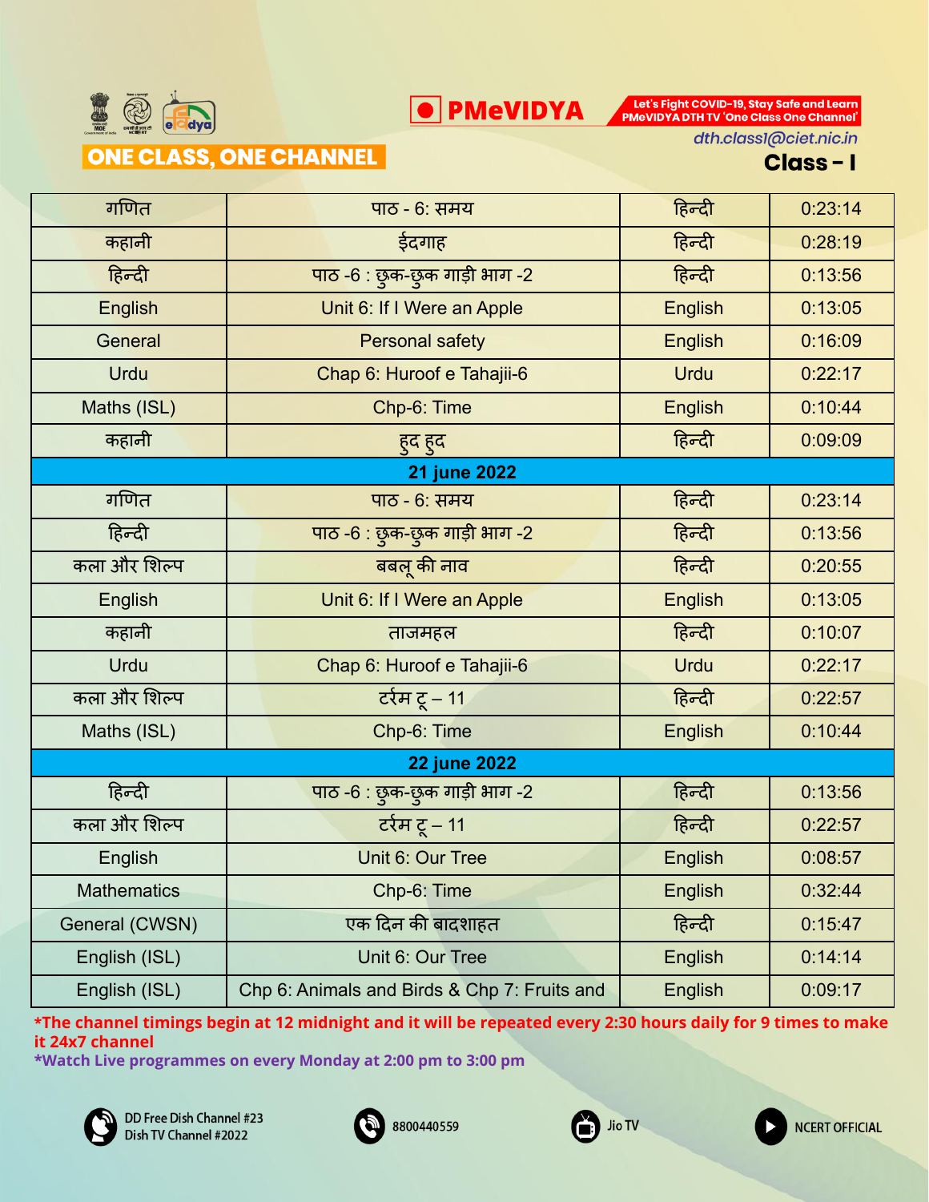**PMeVIDYA**

Let's Fight COVID-19, Stay Safe and Learn
PMeVIDYA DTH TV 'One Class One Channel'

**ONE CLASS, ONE CHANNEL**

dth.class1@ciet.nic.in

## Class - I

| | | | |
|---|---|---|---|
| गणित | पाठ - 6: समय | हिन्दी | 0:23:14 |
| कहानी | ईदगाह | हिन्दी | 0:28:19 |
| हिन्दी | पाठ -6 : छुक-छुक गाड़ी भाग -2 | हिन्दी | 0:13:56 |
| English | Unit 6: If I Were an Apple | English | 0:13:05 |
| General | Personal safety | English | 0:16:09 |
| Urdu | Chap 6: Huroof e Tahajii-6 | Urdu | 0:22:17 |
| Maths (ISL) | Chp-6: Time | English | 0:10:44 |
| कहानी | हुद हुद | हिन्दी | 0:09:09 |
| **21 june 2022** | | | |
| गणित | पाठ - 6: समय | हिन्दी | 0:23:14 |
| हिन्दी | पाठ -6 : छुक-छुक गाड़ी भाग -2 | हिन्दी | 0:13:56 |
| कला और शिल्प | बबलू की नाव | हिन्दी | 0:20:55 |
| English | Unit 6: If I Were an Apple | English | 0:13:05 |
| कहानी | ताजमहल | हिन्दी | 0:10:07 |
| Urdu | Chap 6: Huroof e Tahajii-6 | Urdu | 0:22:17 |
| कला और शिल्प | टर्रम टू – 11 | हिन्दी | 0:22:57 |
| Maths (ISL) | Chp-6: Time | English | 0:10:44 |
| **22 june 2022** | | | |
| हिन्दी | पाठ -6 : छुक-छुक गाड़ी भाग -2 | हिन्दी | 0:13:56 |
| कला और शिल्प | टर्रम टू – 11 | हिन्दी | 0:22:57 |
| English | Unit 6: Our Tree | English | 0:08:57 |
| Mathematics | Chp-6: Time | English | 0:32:44 |
| General (CWSN) | एक दिन की बादशाहत | हिन्दी | 0:15:47 |
| English (ISL) | Unit 6: Our Tree | English | 0:14:14 |
| English (ISL) | Chp 6: Animals and Birds & Chp 7: Fruits and | English | 0:09:17 |

*The channel timings begin at 12 midnight and it will be repeated every 2:30 hours daily for 9 times to make it 24x7 channel

*Watch Live programmes on every Monday at 2:00 pm to 3:00 pm

DD Free Dish Channel #23
Dish TV Channel #2022

8800440559

Jio TV

NCERT OFFICIAL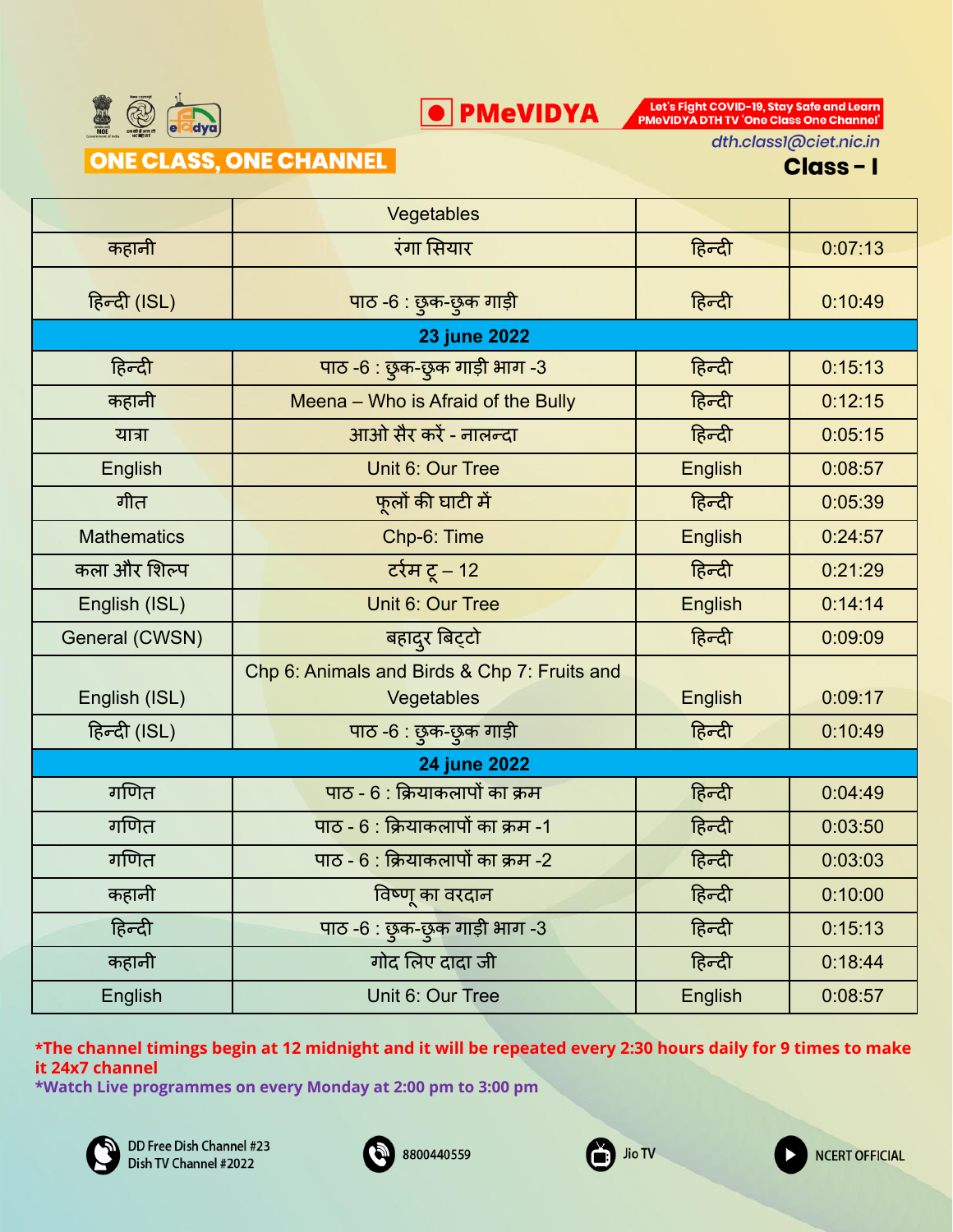PMeVIDYA

Let's Fight COVID-19, Stay Safe and Learn PMeVIDYA DTH TV 'One Class One Channel'

ONE CLASS, ONE CHANNEL

dth.class1@ciet.nic.in

**Class – I**

| | Vegetables | | |
|---|---|---|---|
| कहानी | रंगा सियार | हिन्दी | 0:07:13 |
| हिन्दी (ISL) | पाठ -6 : छुक-छुक गाड़ी | हिन्दी | 0:10:49 |
| **23 june 2022** | | | |
| हिन्दी | पाठ -6 : छुक-छुक गाड़ी भाग -3 | हिन्दी | 0:15:13 |
| कहानी | Meena – Who is Afraid of the Bully | हिन्दी | 0:12:15 |
| यात्रा | आओ सैर करें - नालन्दा | हिन्दी | 0:05:15 |
| English | Unit 6: Our Tree | English | 0:08:57 |
| गीत | फूलों की घाटी में | हिन्दी | 0:05:39 |
| Mathematics | Chp-6: Time | English | 0:24:57 |
| कला और शिल्प | टर्रम टू – 12 | हिन्दी | 0:21:29 |
| English (ISL) | Unit 6: Our Tree | English | 0:14:14 |
| General (CWSN) | बहादुर बिट्टो | हिन्दी | 0:09:09 |
| English (ISL) | Chp 6: Animals and Birds & Chp 7: Fruits and Vegetables | English | 0:09:17 |
| हिन्दी (ISL) | पाठ -6 : छुक-छुक गाड़ी | हिन्दी | 0:10:49 |
| **24 june 2022** | | | |
| गणित | पाठ - 6 : क्रियाकलापों का क्रम | हिन्दी | 0:04:49 |
| गणित | पाठ - 6 : क्रियाकलापों का क्रम -1 | हिन्दी | 0:03:50 |
| गणित | पाठ - 6 : क्रियाकलापों का क्रम -2 | हिन्दी | 0:03:03 |
| कहानी | विष्णू का वरदान | हिन्दी | 0:10:00 |
| हिन्दी | पाठ -6 : छुक-छुक गाड़ी भाग -3 | हिन्दी | 0:15:13 |
| कहानी | गोद लिए दादा जी | हिन्दी | 0:18:44 |
| English | Unit 6: Our Tree | English | 0:08:57 |

*The channel timings begin at 12 midnight and it will be repeated every 2:30 hours daily for 9 times to make it 24x7 channel

*Watch Live programmes on every Monday at 2:00 pm to 3:00 pm

DD Free Dish Channel #23
Dish TV Channel #2022

8800440559

Jio TV

NCERT OFFICIAL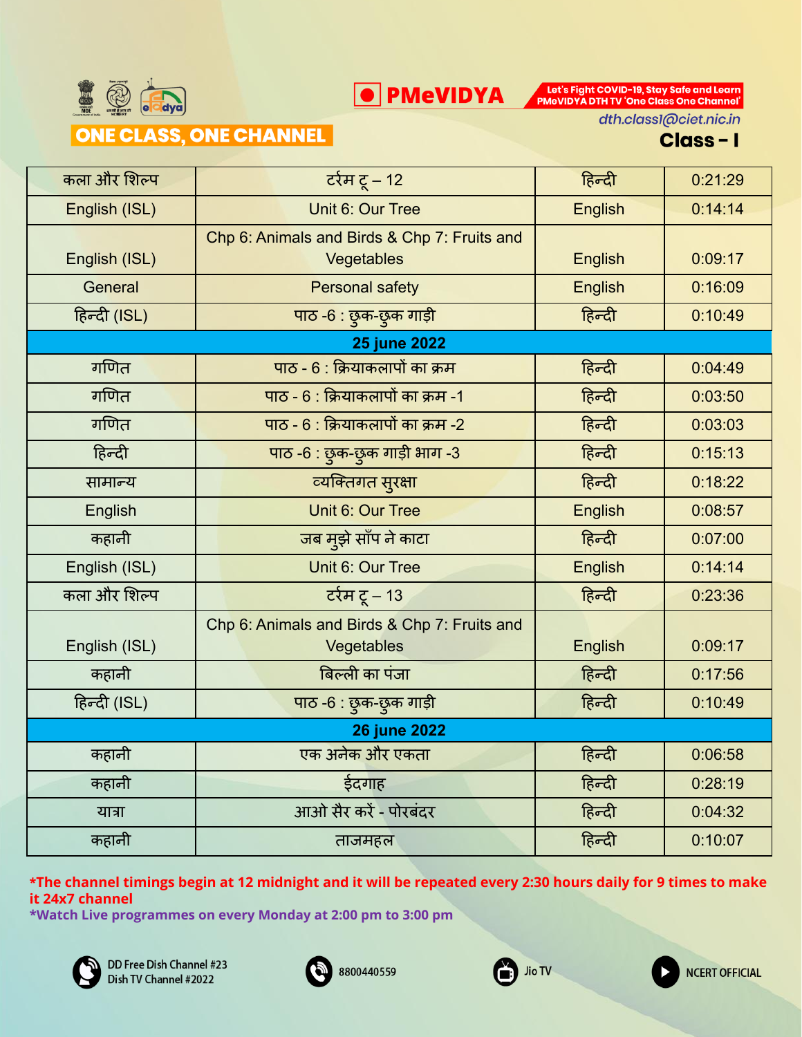**PMeVIDYA**

Let's Fight COVID-19, Stay Safe and Learn
PMeVIDYA DTH TV 'One Class One Channel'

dth.classI@ciet.nic.in

**ONE CLASS, ONE CHANNEL**

**Class - I**

| | | | |
|---|---|---|---|
| कला और शिल्प | टर्रम टू – 12 | हिन्दी | 0:21:29 |
| English (ISL) | Unit 6: Our Tree | English | 0:14:14 |
| English (ISL) | Chp 6: Animals and Birds & Chp 7: Fruits and Vegetables | English | 0:09:17 |
| General | Personal safety | English | 0:16:09 |
| हिन्दी (ISL) | पाठ -6 : छुक-छुक गाड़ी | हिन्दी | 0:10:49 |
| **25 june 2022** | | | |
| गणित | पाठ - 6 : क्रियाकलापों का क्रम | हिन्दी | 0:04:49 |
| गणित | पाठ - 6 : क्रियाकलापों का क्रम -1 | हिन्दी | 0:03:50 |
| गणित | पाठ - 6 : क्रियाकलापों का क्रम -2 | हिन्दी | 0:03:03 |
| हिन्दी | पाठ -6 : छुक-छुक गाड़ी भाग -3 | हिन्दी | 0:15:13 |
| सामान्य | व्यक्तिगत सुरक्षा | हिन्दी | 0:18:22 |
| English | Unit 6: Our Tree | English | 0:08:57 |
| कहानी | जब मुझे साँप ने काटा | हिन्दी | 0:07:00 |
| English (ISL) | Unit 6: Our Tree | English | 0:14:14 |
| कला और शिल्प | टर्रम टू – 13 | हिन्दी | 0:23:36 |
| English (ISL) | Chp 6: Animals and Birds & Chp 7: Fruits and Vegetables | English | 0:09:17 |
| कहानी | बिल्ली का पंजा | हिन्दी | 0:17:56 |
| हिन्दी (ISL) | पाठ -6 : छुक-छुक गाड़ी | हिन्दी | 0:10:49 |
| **26 june 2022** | | | |
| कहानी | एक अनेक और एकता | हिन्दी | 0:06:58 |
| कहानी | ईदगाह | हिन्दी | 0:28:19 |
| यात्रा | आओ सैर करें - पोरबंदर | हिन्दी | 0:04:32 |
| कहानी | ताजमहल | हिन्दी | 0:10:07 |

*The channel timings begin at 12 midnight and it will be repeated every 2:30 hours daily for 9 times to make it 24x7 channel

*Watch Live programmes on every Monday at 2:00 pm to 3:00 pm

DD Free Dish Channel #23
Dish TV Channel #2022

8800440559

Jio TV

NCERT OFFICIAL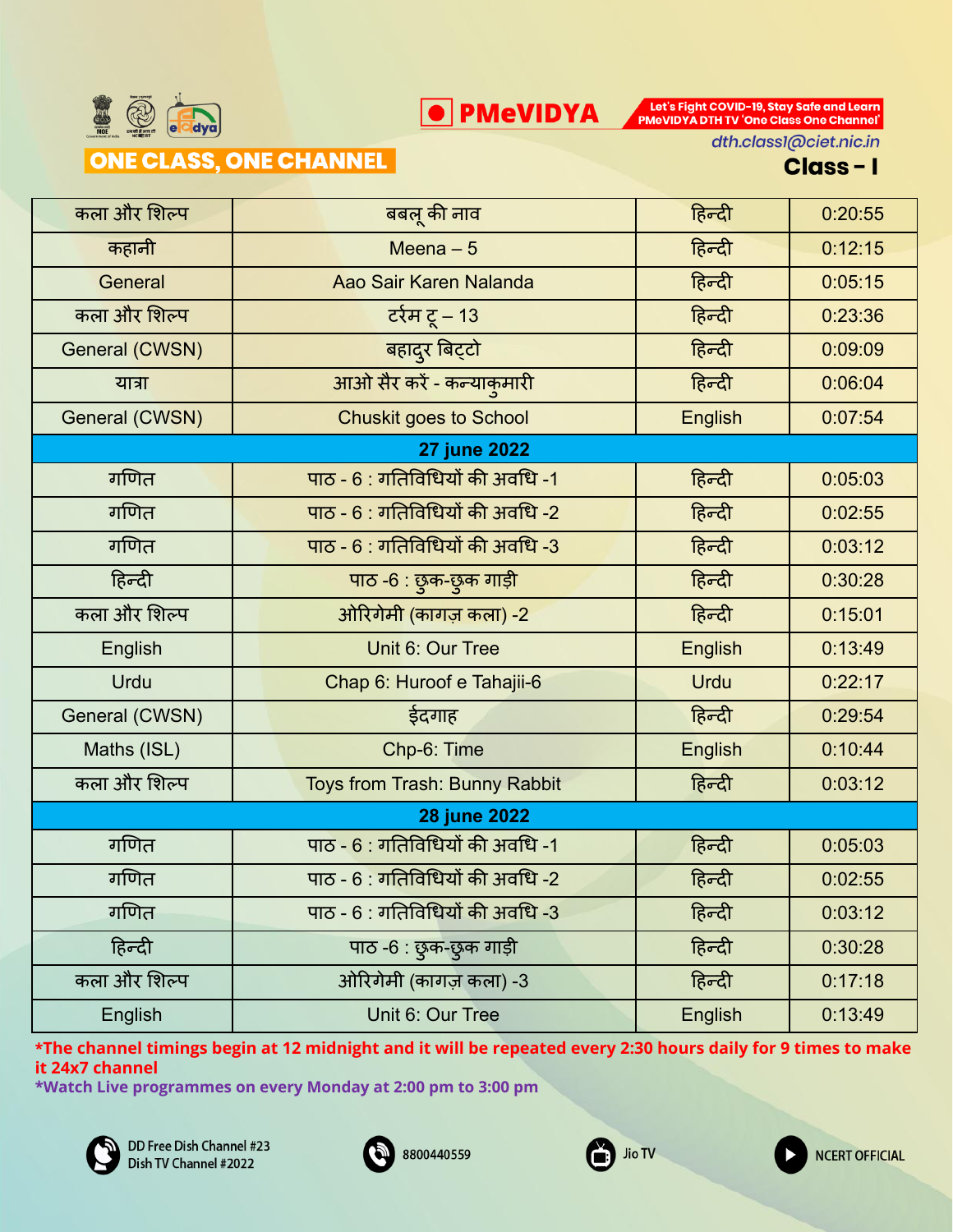**ONE CLASS, ONE CHANNEL**

**PMeVIDYA**

Let's Fight COVID-19, Stay Safe and Learn PMeVIDYA DTH TV 'One Class One Channel'

dth.class1@ciet.nic.in

**Class – I**

| | | | |
|---|---|---|---|
| कला और शिल्प | बबलू की नाव | हिन्दी | 0:20:55 |
| कहानी | Meena – 5 | हिन्दी | 0:12:15 |
| General | Aao Sair Karen Nalanda | हिन्दी | 0:05:15 |
| कला और शिल्प | ट्रंम टू – 13 | हिन्दी | 0:23:36 |
| General (CWSN) | बहादुर बिट्टो | हिन्दी | 0:09:09 |
| यात्रा | आओ सैर करें - कन्याकुमारी | हिन्दी | 0:06:04 |
| General (CWSN) | Chuskit goes to School | English | 0:07:54 |
| **27 june 2022** | | | |
| गणित | पाठ - 6 : गतिविधियों की अवधि -1 | हिन्दी | 0:05:03 |
| गणित | पाठ - 6 : गतिविधियों की अवधि -2 | हिन्दी | 0:02:55 |
| गणित | पाठ - 6 : गतिविधियों की अवधि -3 | हिन्दी | 0:03:12 |
| हिन्दी | पाठ -6 : छुक-छुक गाड़ी | हिन्दी | 0:30:28 |
| कला और शिल्प | ओरिगेमी (कागज़ कला) -2 | हिन्दी | 0:15:01 |
| English | Unit 6: Our Tree | English | 0:13:49 |
| Urdu | Chap 6: Huroof e Tahajii-6 | Urdu | 0:22:17 |
| General (CWSN) | ईदगाह | हिन्दी | 0:29:54 |
| Maths (ISL) | Chp-6: Time | English | 0:10:44 |
| कला और शिल्प | Toys from Trash: Bunny Rabbit | हिन्दी | 0:03:12 |
| **28 june 2022** | | | |
| गणित | पाठ - 6 : गतिविधियों की अवधि -1 | हिन्दी | 0:05:03 |
| गणित | पाठ - 6 : गतिविधियों की अवधि -2 | हिन्दी | 0:02:55 |
| गणित | पाठ - 6 : गतिविधियों की अवधि -3 | हिन्दी | 0:03:12 |
| हिन्दी | पाठ -6 : छुक-छुक गाड़ी | हिन्दी | 0:30:28 |
| कला और शिल्प | ओरिगेमी (कागज़ कला) -3 | हिन्दी | 0:17:18 |
| English | Unit 6: Our Tree | English | 0:13:49 |

**\*The channel timings begin at 12 midnight and it will be repeated every 2:30 hours daily for 9 times to make it 24x7 channel**

**\*Watch Live programmes on every Monday at 2:00 pm to 3:00 pm**

DD Free Dish Channel #23
Dish TV Channel #2022

8800440559

Jio TV

NCERT OFFICIAL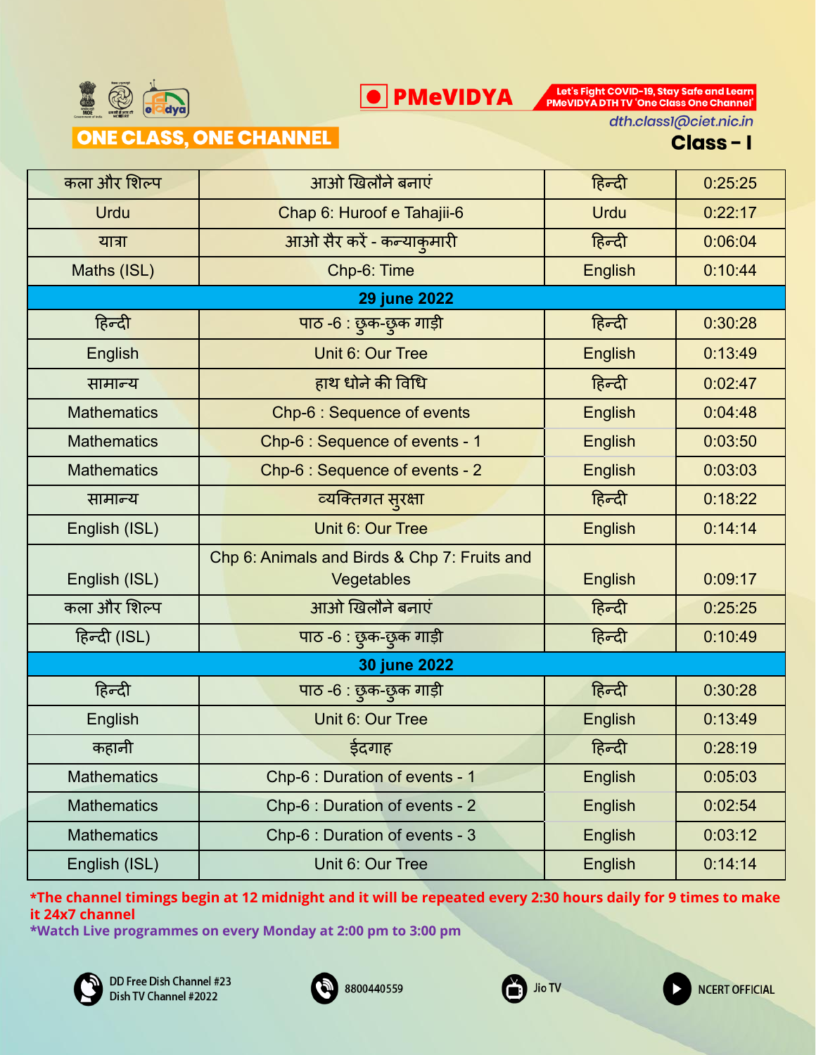**ONE CLASS, ONE CHANNEL**

**PMeVIDYA**

Let's Fight COVID-19, Stay Safe and Learn
PMeVIDYA DTH TV 'One Class One Channel'

dth.class1@ciet.nic.in

**Class - I**

| | | | |
|---|---|---|---|
| कला और शिल्प | आओ खिलौने बनाएं | हिन्दी | 0:25:25 |
| Urdu | Chap 6: Huroof e Tahajii-6 | Urdu | 0:22:17 |
| यात्रा | आओ सैर करें - कन्याकुमारी | हिन्दी | 0:06:04 |
| Maths (ISL) | Chp-6: Time | English | 0:10:44 |
| **29 june 2022** | | | |
| हिन्दी | पाठ -6 : छुक-छुक गाड़ी | हिन्दी | 0:30:28 |
| English | Unit 6: Our Tree | English | 0:13:49 |
| सामान्य | हाथ धोने की विधि | हिन्दी | 0:02:47 |
| Mathematics | Chp-6 : Sequence of events | English | 0:04:48 |
| Mathematics | Chp-6 : Sequence of events - 1 | English | 0:03:50 |
| Mathematics | Chp-6 : Sequence of events - 2 | English | 0:03:03 |
| सामान्य | व्यक्तिगत सुरक्षा | हिन्दी | 0:18:22 |
| English (ISL) | Unit 6: Our Tree | English | 0:14:14 |
| English (ISL) | Chp 6: Animals and Birds & Chp 7: Fruits and Vegetables | English | 0:09:17 |
| कला और शिल्प | आओ खिलौने बनाएं | हिन्दी | 0:25:25 |
| हिन्दी (ISL) | पाठ -6 : छुक-छुक गाड़ी | हिन्दी | 0:10:49 |
| **30 june 2022** | | | |
| हिन्दी | पाठ -6 : छुक-छुक गाड़ी | हिन्दी | 0:30:28 |
| English | Unit 6: Our Tree | English | 0:13:49 |
| कहानी | ईदगाह | हिन्दी | 0:28:19 |
| Mathematics | Chp-6 : Duration of events - 1 | English | 0:05:03 |
| Mathematics | Chp-6 : Duration of events - 2 | English | 0:02:54 |
| Mathematics | Chp-6 : Duration of events - 3 | English | 0:03:12 |
| English (ISL) | Unit 6: Our Tree | English | 0:14:14 |

**\*The channel timings begin at 12 midnight and it will be repeated every 2:30 hours daily for 9 times to make it 24x7 channel**

**\*Watch Live programmes on every Monday at 2:00 pm to 3:00 pm**

DD Free Dish Channel #23
Dish TV Channel #2022

8800440559

Jio TV

NCERT OFFICIAL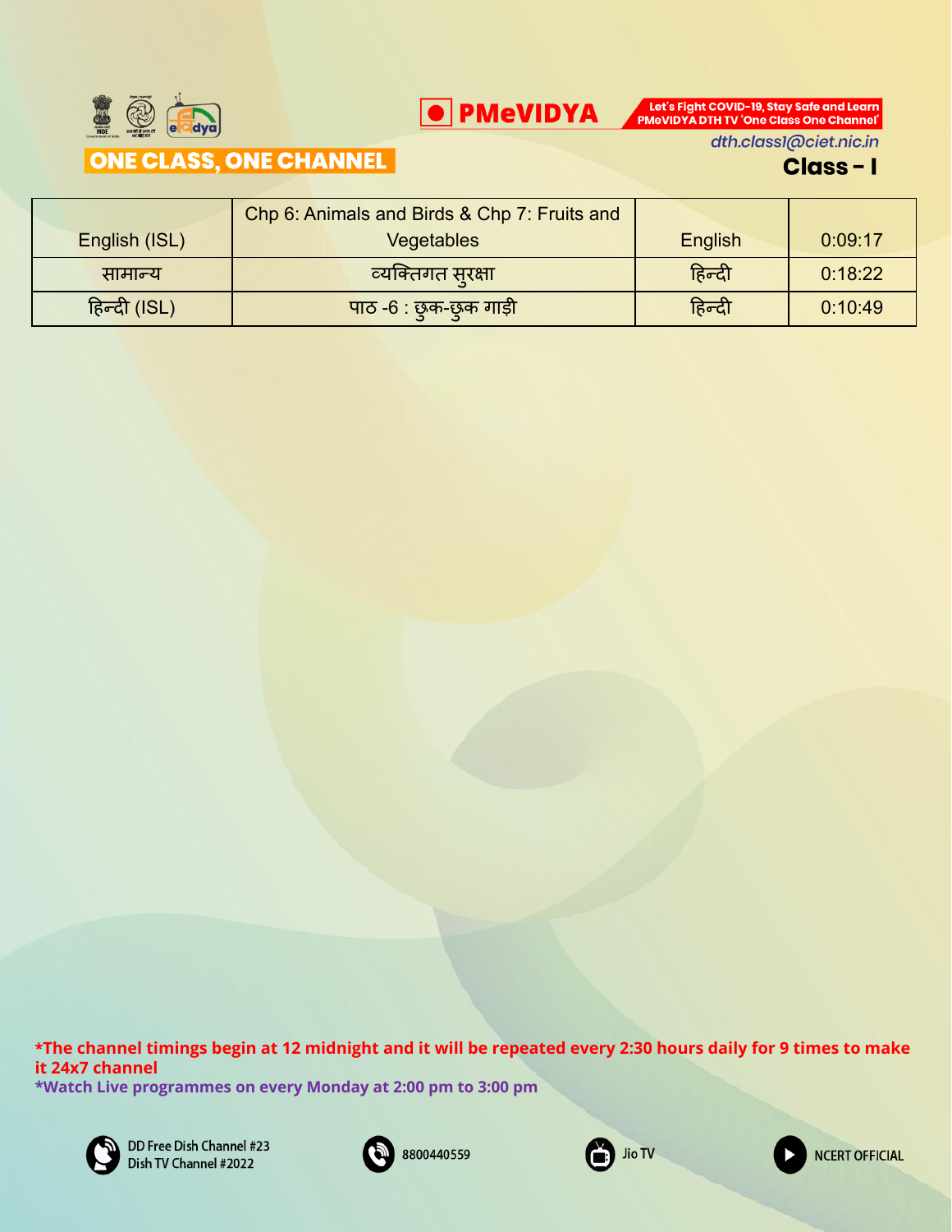PMeVIDYA

Let's Fight COVID-19, Stay Safe and Learn PMeVIDYA DTH TV 'One Class One Channel'

ONE CLASS, ONE CHANNEL

dth.class1@ciet.nic.in

**Class - I**

| | | | |
|---|---|---|---|
| English (ISL) | Chp 6: Animals and Birds & Chp 7: Fruits and Vegetables | English | 0:09:17 |
| सामान्य | व्यक्तिगत सुरक्षा | हिन्दी | 0:18:22 |
| हिन्दी (ISL) | पाठ -6 : छुक-छुक गाड़ी | हिन्दी | 0:10:49 |

**\*The channel timings begin at 12 midnight and it will be repeated every 2:30 hours daily for 9 times to make it 24x7 channel**

**\*Watch Live programmes on every Monday at 2:00 pm to 3:00 pm**

DD Free Dish Channel #23
Dish TV Channel #2022

8800440559

Jio TV

NCERT OFFICIAL